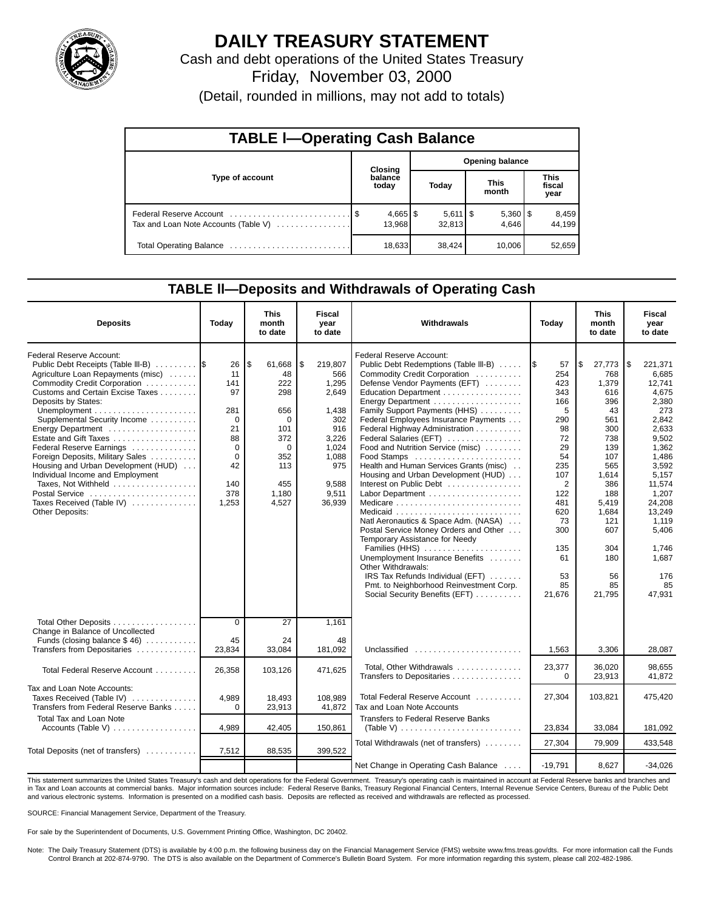# DAILY TREASURY STATEMENT

Cash and debt operations of the United States Treasury

Friday, November 03, 2000

(Detail, rounded in millions, may not add to totals)

## TABLE I—Operating Cash Balance

| Type of account | Closing balance today | Opening balance Today | Opening balance This month | Opening balance This fiscal year |
|---|---|---|---|---|
| Federal Reserve Account | $ 4,665 | $ 5,611 | $ 5,360 | $ 8,459 |
| Tax and Loan Note Accounts (Table V) | 13,968 | 32,813 | 4,646 | 44,199 |
| Total Operating Balance | 18,633 | 38,424 | 10,006 | 52,659 |

## TABLE II—Deposits and Withdrawals of Operating Cash

| Deposits | Today | This month to date | Fiscal year to date |
|---|---|---|---|
| Federal Reserve Account: | | | |
| Public Debt Receipts (Table III-B) | $ 26 | $ 61,668 | $ 219,807 |
| Agriculture Loan Repayments (misc) | 11 | 48 | 566 |
| Commodity Credit Corporation | 141 | 222 | 1,295 |
| Customs and Certain Excise Taxes | 97 | 298 | 2,649 |
| Deposits by States: | | | |
| Unemployment | 281 | 656 | 1,438 |
| Supplemental Security Income | 0 | 0 | 302 |
| Energy Department | 21 | 101 | 916 |
| Estate and Gift Taxes | 88 | 372 | 3,226 |
| Federal Reserve Earnings | 0 | 0 | 1,024 |
| Foreign Deposits, Military Sales | 0 | 352 | 1,088 |
| Housing and Urban Development (HUD) | 42 | 113 | 975 |
| Individual Income and Employment Taxes, Not Withheld | 140 | 455 | 9,588 |
| Postal Service | 378 | 1,180 | 9,511 |
| Taxes Received (Table IV) | 1,253 | 4,527 | 36,939 |
| Other Deposits: | | | |
| Total Other Deposits | 0 | 27 | 1,161 |
| Change in Balance of Uncollected Funds (closing balance $ 46) | 45 | 24 | 48 |
| Transfers from Depositaries | 23,834 | 33,084 | 181,092 |
| Total Federal Reserve Account | 26,358 | 103,126 | 471,625 |
| Tax and Loan Note Accounts: | | | |
| Taxes Received (Table IV) | 4,989 | 18,493 | 108,989 |
| Transfers from Federal Reserve Banks | 0 | 23,913 | 41,872 |
| Total Tax and Loan Note Accounts (Table V) | 4,989 | 42,405 | 150,861 |
| Total Deposits (net of transfers) | 7,512 | 88,535 | 399,522 |

| Withdrawals | Today | This month to date | Fiscal year to date |
|---|---|---|---|
| Federal Reserve Account: | | | |
| Public Debt Redemptions (Table III-B) | $ 57 | $ 27,773 | $ 221,371 |
| Commodity Credit Corporation | 254 | 768 | 6,685 |
| Defense Vendor Payments (EFT) | 423 | 1,379 | 12,741 |
| Education Department | 343 | 616 | 4,675 |
| Energy Department | 166 | 396 | 2,380 |
| Family Support Payments (HHS) | 5 | 43 | 273 |
| Federal Employees Insurance Payments | 290 | 561 | 2,842 |
| Federal Highway Administration | 98 | 300 | 2,633 |
| Federal Salaries (EFT) | 72 | 738 | 9,502 |
| Food and Nutrition Service (misc) | 29 | 139 | 1,362 |
| Food Stamps | 54 | 107 | 1,486 |
| Health and Human Services Grants (misc) | 235 | 565 | 3,592 |
| Housing and Urban Development (HUD) | 107 | 1,614 | 5,157 |
| Interest on Public Debt | 2 | 386 | 11,574 |
| Labor Department | 122 | 188 | 1,207 |
| Medicare | 481 | 5,419 | 24,208 |
| Medicaid | 620 | 1,684 | 13,249 |
| Natl Aeronautics & Space Adm. (NASA) | 73 | 121 | 1,119 |
| Postal Service Money Orders and Other | 300 | 607 | 5,406 |
| Temporary Assistance for Needy Families (HHS) | 135 | 304 | 1,746 |
| Unemployment Insurance Benefits | 61 | 180 | 1,687 |
| Other Withdrawals: | | | |
| IRS Tax Refunds Individual (EFT) | 53 | 56 | 176 |
| Pmt. to Neighborhood Reinvestment Corp. | 85 | 85 | 85 |
| Social Security Benefits (EFT) | 21,676 | 21,795 | 47,931 |
| Unclassified | 1,563 | 3,306 | 28,087 |
| Total, Other Withdrawals | 23,377 | 36,020 | 98,655 |
| Transfers to Depositaries | 0 | 23,913 | 41,872 |
| Total Federal Reserve Account | 27,304 | 103,821 | 475,420 |
| Tax and Loan Note Accounts | | | |
| Transfers to Federal Reserve Banks (Table V) | 23,834 | 33,084 | 181,092 |
| Total Withdrawals (net of transfers) | 27,304 | 79,909 | 433,548 |
| Net Change in Operating Cash Balance | -19,791 | 8,627 | -34,026 |

This statement summarizes the United States Treasury's cash and debt operations for the Federal Government. Treasury's operating cash is maintained in account at Federal Reserve banks and branches and in Tax and Loan accounts at commercial banks. Major information sources include: Federal Reserve Banks, Treasury Regional Financial Centers, Internal Revenue Service Centers, Bureau of the Public Debt and various electronic systems. Information is presented on a modified cash basis. Deposits are reflected as received and withdrawals are reflected as processed.

SOURCE: Financial Management Service, Department of the Treasury.

For sale by the Superintendent of Documents, U.S. Government Printing Office, Washington, DC 20402.

Note: The Daily Treasury Statement (DTS) is available by 4:00 p.m. the following business day on the Financial Management Service (FMS) website www.fms.treas.gov/dts. For more information call the Funds Control Branch at 202-874-9790. The DTS is also available on the Department of Commerce's Bulletin Board System. For more information regarding this system, please call 202-482-1986.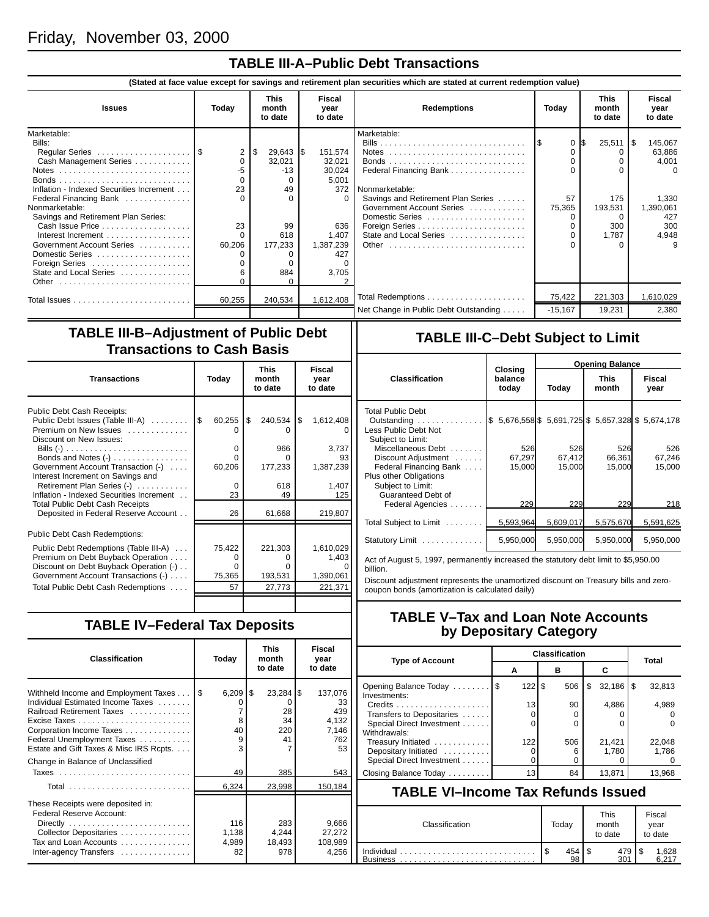Friday, November 03, 2000

## TABLE III-A–Public Debt Transactions

(Stated at face value except for savings and retirement plan securities which are stated at current redemption value)

| Issues | Today | This month to date | Fiscal year to date |
|---|---|---|---|
| Marketable: | | | |
| Bills: | | | |
| Regular Series | $ 2 | $ 29,643 | $ 151,574 |
| Cash Management Series | 0 | 32,021 | 32,021 |
| Notes | -5 | -13 | 30,024 |
| Bonds | 0 | 0 | 5,001 |
| Inflation - Indexed Securities Increment | 23 | 49 | 372 |
| Federal Financing Bank | 0 | 0 | 0 |
| Nonmarketable: | | | |
| Savings and Retirement Plan Series: | | | |
| Cash Issue Price | 23 | 99 | 636 |
| Interest Increment | 0 | 618 | 1,407 |
| Government Account Series | 60,206 | 177,233 | 1,387,239 |
| Domestic Series | 0 | 0 | 427 |
| Foreign Series | 0 | 0 | 0 |
| State and Local Series | 6 | 884 | 3,705 |
| Other | 0 | 0 | 2 |
| Total Issues | 60,255 | 240,534 | 1,612,408 |

| Redemptions | Today | This month to date | Fiscal year to date |
|---|---|---|---|
| Marketable: | | | |
| Bills | $ 0 | $ 25,511 | $ 145,067 |
| Notes | 0 | 0 | 63,886 |
| Bonds | 0 | 0 | 4,001 |
| Federal Financing Bank | 0 | 0 | 0 |
| Nonmarketable: | | | |
| Savings and Retirement Plan Series | 57 | 175 | 1,330 |
| Government Account Series | 75,365 | 193,531 | 1,390,061 |
| Domestic Series | 0 | 0 | 427 |
| Foreign Series | 0 | 300 | 300 |
| State and Local Series | 0 | 1,787 | 4,948 |
| Other | 0 | 0 | 9 |
| Total Redemptions | 75,422 | 221,303 | 1,610,029 |
| Net Change in Public Debt Outstanding | -15,167 | 19,231 | 2,380 |

## TABLE III-B–Adjustment of Public Debt Transactions to Cash Basis

| Transactions | Today | This month to date | Fiscal year to date |
|---|---|---|---|
| Public Debt Cash Receipts: | | | |
| Public Debt Issues (Table III-A) | $ 60,255 | $ 240,534 | $ 1,612,408 |
| Premium on New Issues | 0 | 0 | 0 |
| Discount on New Issues: | | | |
| Bills (-) | 0 | 966 | 3,737 |
| Bonds and Notes (-) | 0 | 0 | 93 |
| Government Account Transaction (-) | 60,206 | 177,233 | 1,387,239 |
| Interest Increment on Savings and Retirement Plan Series (-) | 0 | 618 | 1,407 |
| Inflation - Indexed Securities Increment | 23 | 49 | 125 |
| Total Public Debt Cash Receipts Deposited in Federal Reserve Account | 26 | 61,668 | 219,807 |
| Public Debt Cash Redemptions: | | | |
| Public Debt Redemptions (Table III-A) | 75,422 | 221,303 | 1,610,029 |
| Premium on Debt Buyback Operation | 0 | 0 | 1,403 |
| Discount on Debt Buyback Operation (-) | 0 | 0 | 0 |
| Government Account Transactions (-) | 75,365 | 193,531 | 1,390,061 |
| Total Public Debt Cash Redemptions | 57 | 27,773 | 221,371 |

## TABLE III-C–Debt Subject to Limit

| Classification | Closing balance today | Opening Balance | | |
|---|---|---|---|---|
| | | Today | This month | Fiscal year |
| Total Public Debt Outstanding | $ 5,676,558 | $ 5,691,725 | $ 5,657,328 | $ 5,674,178 |
| Less Public Debt Not Subject to Limit: | | | | |
| Miscellaneous Debt | 526 | 526 | 526 | 526 |
| Discount Adjustment | 67,297 | 67,412 | 66,361 | 67,246 |
| Federal Financing Bank | 15,000 | 15,000 | 15,000 | 15,000 |
| Plus other Obligations Subject to Limit: | | | | |
| Guaranteed Debt of Federal Agencies | 229 | 229 | 229 | 218 |
| Total Subject to Limit | 5,593,964 | 5,609,017 | 5,575,670 | 5,591,625 |
| Statutory Limit | 5,950,000 | 5,950,000 | 5,950,000 | 5,950,000 |

Act of August 5, 1997, permanently increased the statutory debt limit to $5,950.00 billion.

Discount adjustment represents the unamortized discount on Treasury bills and zero-coupon bonds (amortization is calculated daily)

## TABLE IV–Federal Tax Deposits

| Classification | Today | This month to date | Fiscal year to date |
|---|---|---|---|
| Withheld Income and Employment Taxes | $ 6,209 | $ 23,284 | $ 137,076 |
| Individual Estimated Income Taxes | 0 | 0 | 33 |
| Railroad Retirement Taxes | 7 | 28 | 439 |
| Excise Taxes | 8 | 34 | 4,132 |
| Corporation Income Taxes | 40 | 220 | 7,146 |
| Federal Unemployment Taxes | 9 | 41 | 762 |
| Estate and Gift Taxes & Misc IRS Rcpts. | 3 | 7 | 53 |
| Change in Balance of Unclassified Taxes | 49 | 385 | 543 |
| Total | 6,324 | 23,998 | 150,184 |
| These Receipts were deposited in: | | | |
| Federal Reserve Account: | | | |
| Directly | 116 | 283 | 9,666 |
| Collector Depositaries | 1,138 | 4,244 | 27,272 |
| Tax and Loan Accounts | 4,989 | 18,493 | 108,989 |
| Inter-agency Transfers | 82 | 978 | 4,256 |

## TABLE V–Tax and Loan Note Accounts by Depositary Category

| Type of Account | Classification | | | Total |
|---|---|---|---|---|
| | A | B | C | |
| Opening Balance Today | $ 122 | $ 506 | $ 32,186 | $ 32,813 |
| Investments: | | | | |
| Credits | 13 | 90 | 4,886 | 4,989 |
| Transfers to Depositaries | 0 | 0 | 0 | 0 |
| Special Direct Investment | 0 | 0 | 0 | 0 |
| Withdrawals: | | | | |
| Treasury Initiated | 122 | 506 | 21,421 | 22,048 |
| Depositary Initiated | 0 | 6 | 1,780 | 1,786 |
| Special Direct Investment | 0 | 0 | 0 | 0 |
| Closing Balance Today | 13 | 84 | 13,871 | 13,968 |

## TABLE VI–Income Tax Refunds Issued

| Classification | Today | This month to date | Fiscal year to date |
|---|---|---|---|
| Individual | $ 454 | $ 479 | $ 1,628 |
| Business | 98 | 301 | 6,217 |